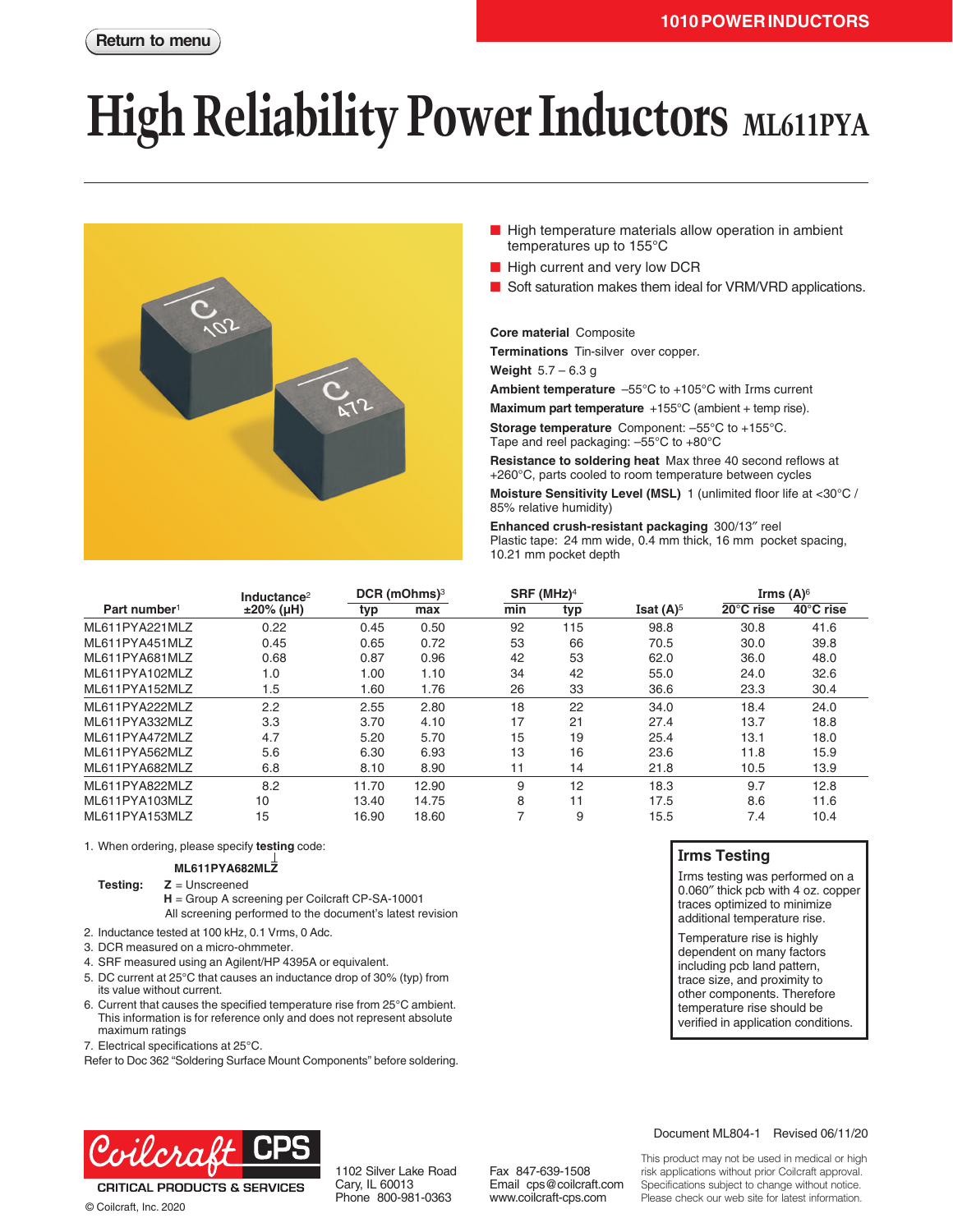# High Reliability Power Inductors ML611PYA

- High temperature materials allow operation in ambient temperatures up to 155°C
- High current and very low DCR
- Soft saturation makes them ideal for VRM/VRD applications.

**Core material** Composite

**Terminations** Tin-silver over copper.

**Weight** 5.7 – 6.3 g

**Ambient temperature** –55°C to +105°C with Irms current

**Maximum part temperature** +155°C (ambient + temp rise).

**Storage temperature** Component: –55°C to +155°C. Tape and reel packaging: –55°C to +80°C

**Resistance to soldering heat** Max three 40 second reflows at +260°C, parts cooled to room temperature between cycles

**Moisture Sensitivity Level (MSL)** 1 (unlimited floor life at <30°C / 85% relative humidity)

**Enhanced crush-resistant packaging** 300/13″ reel
Plastic tape: 24 mm wide, 0.4 mm thick, 16 mm pocket spacing, 10.21 mm pocket depth

| Part number[1] | Inductance[2] ±20% (µH) | DCR (mOhms)[3] typ | DCR (mOhms)[3] max | SRF (MHz)[4] min | SRF (MHz)[4] typ | Isat (A)[5] | Irms (A)[6] 20°C rise | Irms (A)[6] 40°C rise |
|---|---|---|---|---|---|---|---|---|
| ML611PYA221MLZ | 0.22 | 0.45 | 0.50 | 92 | 115 | 98.8 | 30.8 | 41.6 |
| ML611PYA451MLZ | 0.45 | 0.65 | 0.72 | 53 | 66 | 70.5 | 30.0 | 39.8 |
| ML611PYA681MLZ | 0.68 | 0.87 | 0.96 | 42 | 53 | 62.0 | 36.0 | 48.0 |
| ML611PYA102MLZ | 1.0 | 1.00 | 1.10 | 34 | 42 | 55.0 | 24.0 | 32.6 |
| ML611PYA152MLZ | 1.5 | 1.60 | 1.76 | 26 | 33 | 36.6 | 23.3 | 30.4 |
| ML611PYA222MLZ | 2.2 | 2.55 | 2.80 | 18 | 22 | 34.0 | 18.4 | 24.0 |
| ML611PYA332MLZ | 3.3 | 3.70 | 4.10 | 17 | 21 | 27.4 | 13.7 | 18.8 |
| ML611PYA472MLZ | 4.7 | 5.20 | 5.70 | 15 | 19 | 25.4 | 13.1 | 18.0 |
| ML611PYA562MLZ | 5.6 | 6.30 | 6.93 | 13 | 16 | 23.6 | 11.8 | 15.9 |
| ML611PYA682MLZ | 6.8 | 8.10 | 8.90 | 11 | 14 | 21.8 | 10.5 | 13.9 |
| ML611PYA822MLZ | 8.2 | 11.70 | 12.90 | 9 | 12 | 18.3 | 9.7 | 12.8 |
| ML611PYA103MLZ | 10 | 13.40 | 14.75 | 8 | 11 | 17.5 | 8.6 | 11.6 |
| ML611PYA153MLZ | 15 | 16.90 | 18.60 | 7 | 9 | 15.5 | 7.4 | 10.4 |

1. When ordering, please specify **testing** code:

   **ML611PYA682MLZ**

   **Testing:** **Z** = Unscreened
   **H** = Group A screening per Coilcraft CP-SA-10001
   All screening performed to the document's latest revision
2. Inductance tested at 100 kHz, 0.1 Vrms, 0 Adc.
3. DCR measured on a micro-ohmmeter.
4. SRF measured using an Agilent/HP 4395A or equivalent.
5. DC current at 25°C that causes an inductance drop of 30% (typ) from its value without current.
6. Current that causes the specified temperature rise from 25°C ambient. This information is for reference only and does not represent absolute maximum ratings
7. Electrical specifications at 25°C.

Refer to Doc 362 "Soldering Surface Mount Components" before soldering.

## Irms Testing

Irms testing was performed on a 0.060″ thick pcb with 4 oz. copper traces optimized to minimize additional temperature rise.

Temperature rise is highly dependent on many factors including pcb land pattern, trace size, and proximity to other components. Therefore temperature rise should be verified in application conditions.

Document ML804-1 Revised 06/11/20

Coilcraft CPS — CRITICAL PRODUCTS & SERVICES
© Coilcraft, Inc. 2020

1102 Silver Lake Road
Cary, IL 60013
Phone 800-981-0363

Fax 847-639-1508
Email cps@coilcraft.com
www.coilcraft-cps.com

This product may not be used in medical or high risk applications without prior Coilcraft approval. Specifications subject to change without notice. Please check our web site for latest information.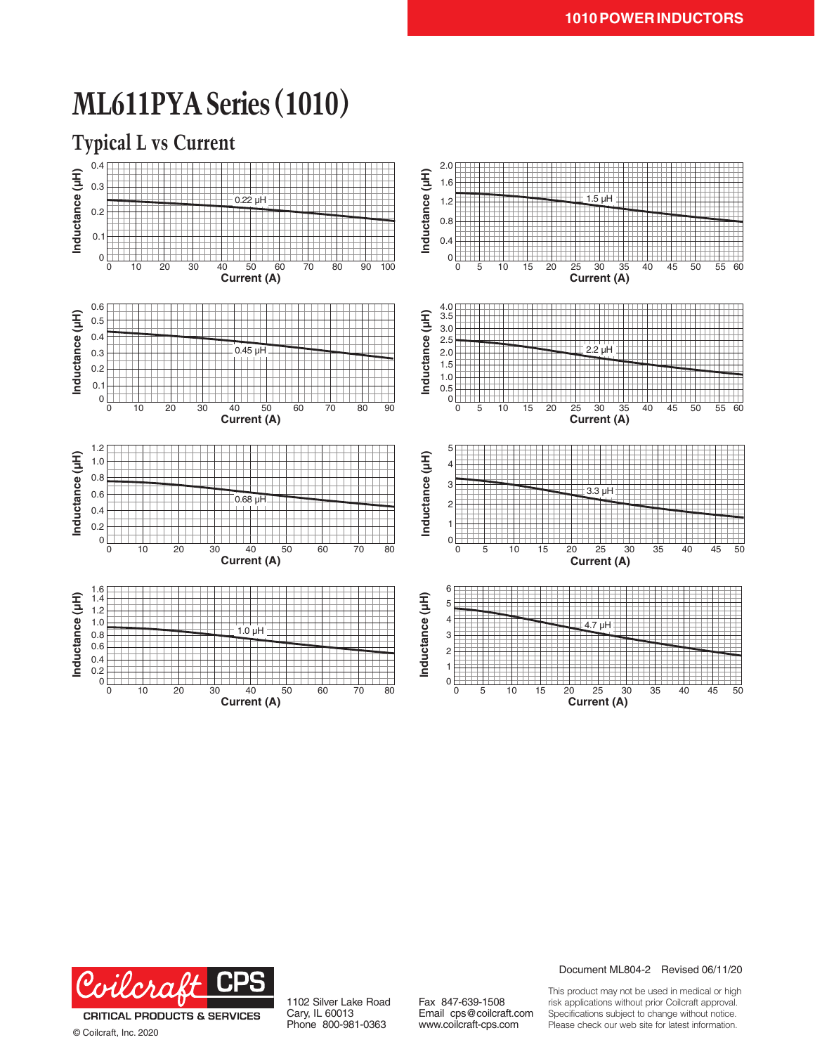# ML611PYA Series (1010)

## Typical L vs Current

0.22 µH — Inductance (µH) vs Current (A)

1.5 µH — Inductance (µH) vs Current (A)

0.45 µH — Inductance (µH) vs Current (A)

2.2 µH — Inductance (µH) vs Current (A)

0.68 µH — Inductance (µH) vs Current (A)

3.3 µH — Inductance (µH) vs Current (A)

1.0 µH — Inductance (µH) vs Current (A)

4.7 µH — Inductance (µH) vs Current (A)

Document ML804-2 Revised 06/11/20

Coilcraft CPS
CRITICAL PRODUCTS & SERVICES

© Coilcraft, Inc. 2020

1102 Silver Lake Road
Cary, IL 60013
Phone 800-981-0363

Fax 847-639-1508
Email cps@coilcraft.com
www.coilcraft-cps.com

This product may not be used in medical or high risk applications without prior Coilcraft approval. Specifications subject to change without notice. Please check our web site for latest information.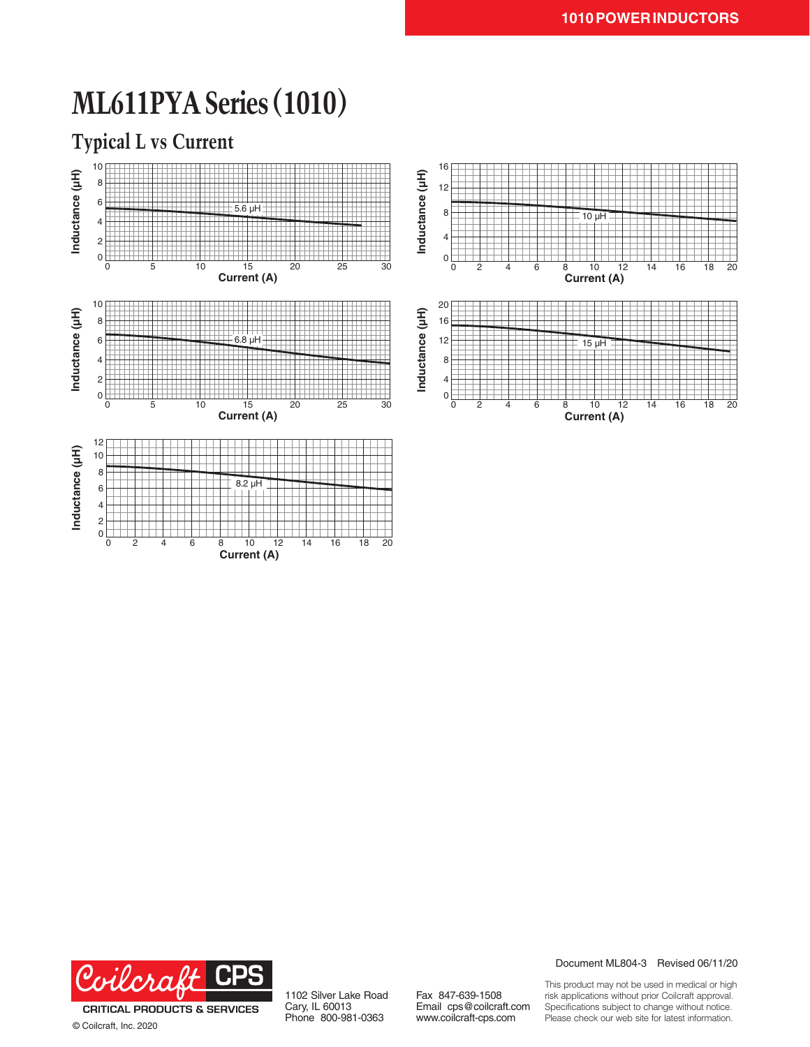# ML611PYA Series (1010)

## Typical L vs Current

Inductance (µH) vs Current (A) — 5.6 µH

Inductance (µH) vs Current (A) — 10 µH

Inductance (µH) vs Current (A) — 6.8 µH

Inductance (µH) vs Current (A) — 15 µH

Inductance (µH) vs Current (A) — 8.2 µH

Document ML804-3 Revised 06/11/20

Coilcraft CPS
CRITICAL PRODUCTS & SERVICES

© Coilcraft, Inc. 2020

1102 Silver Lake Road
Cary, IL 60013
Phone 800-981-0363

Fax 847-639-1508
Email cps@coilcraft.com
www.coilcraft-cps.com

This product may not be used in medical or high risk applications without prior Coilcraft approval. Specifications subject to change without notice. Please check our web site for latest information.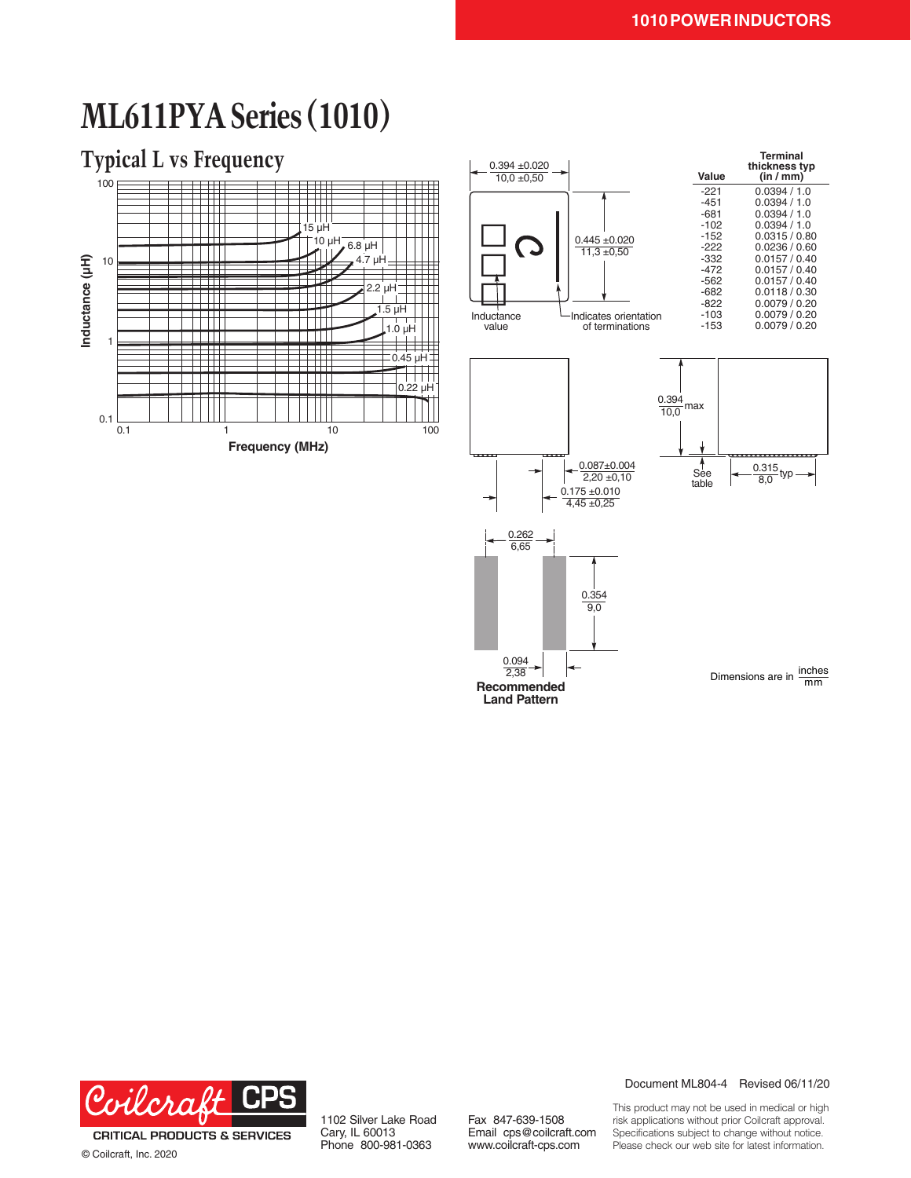# ML611PYA Series (1010)

## Typical L vs Frequency

Inductance (µH)

Frequency (MHz)

100
10
1
0.1

0.1
1
10
100

15 µH
10 µH
6.8 µH
4.7 µH
2.2 µH
1.5 µH
1.0 µH
0.45 µH
0.22 µH

0.394 ±0.020 / 10,0 ±0,50

0.445 ±0.020 / 11,3 ±0,50

Inductance value

Indicates orientation of terminations

| Value | Terminal thickness typ (in / mm) |
|---|---|
| -221 | 0.0394 / 1.0 |
| -451 | 0.0394 / 1.0 |
| -681 | 0.0394 / 1.0 |
| -102 | 0.0394 / 1.0 |
| -152 | 0.0315 / 0.80 |
| -222 | 0.0236 / 0.60 |
| -332 | 0.0157 / 0.40 |
| -472 | 0.0157 / 0.40 |
| -562 | 0.0157 / 0.40 |
| -682 | 0.0118 / 0.30 |
| -822 | 0.0079 / 0.20 |
| -103 | 0.0079 / 0.20 |
| -153 | 0.0079 / 0.20 |

0.087±0.004 / 2,20 ±0,10

0.175 ±0.010 / 4,45 ±0,25

0.394 / 10,0 max

See table

0.315 / 8,0 typ

0.262 / 6,65

0.354 / 9,0

0.094 / 2,38

**Recommended Land Pattern**

Dimensions are in inches / mm

Document ML804-4 Revised 06/11/20

Coilcraft CPS
CRITICAL PRODUCTS & SERVICES

© Coilcraft, Inc. 2020

1102 Silver Lake Road
Cary, IL 60013
Phone 800-981-0363

Fax 847-639-1508
Email cps@coilcraft.com
www.coilcraft-cps.com

This product may not be used in medical or high risk applications without prior Coilcraft approval. Specifications subject to change without notice. Please check our web site for latest information.